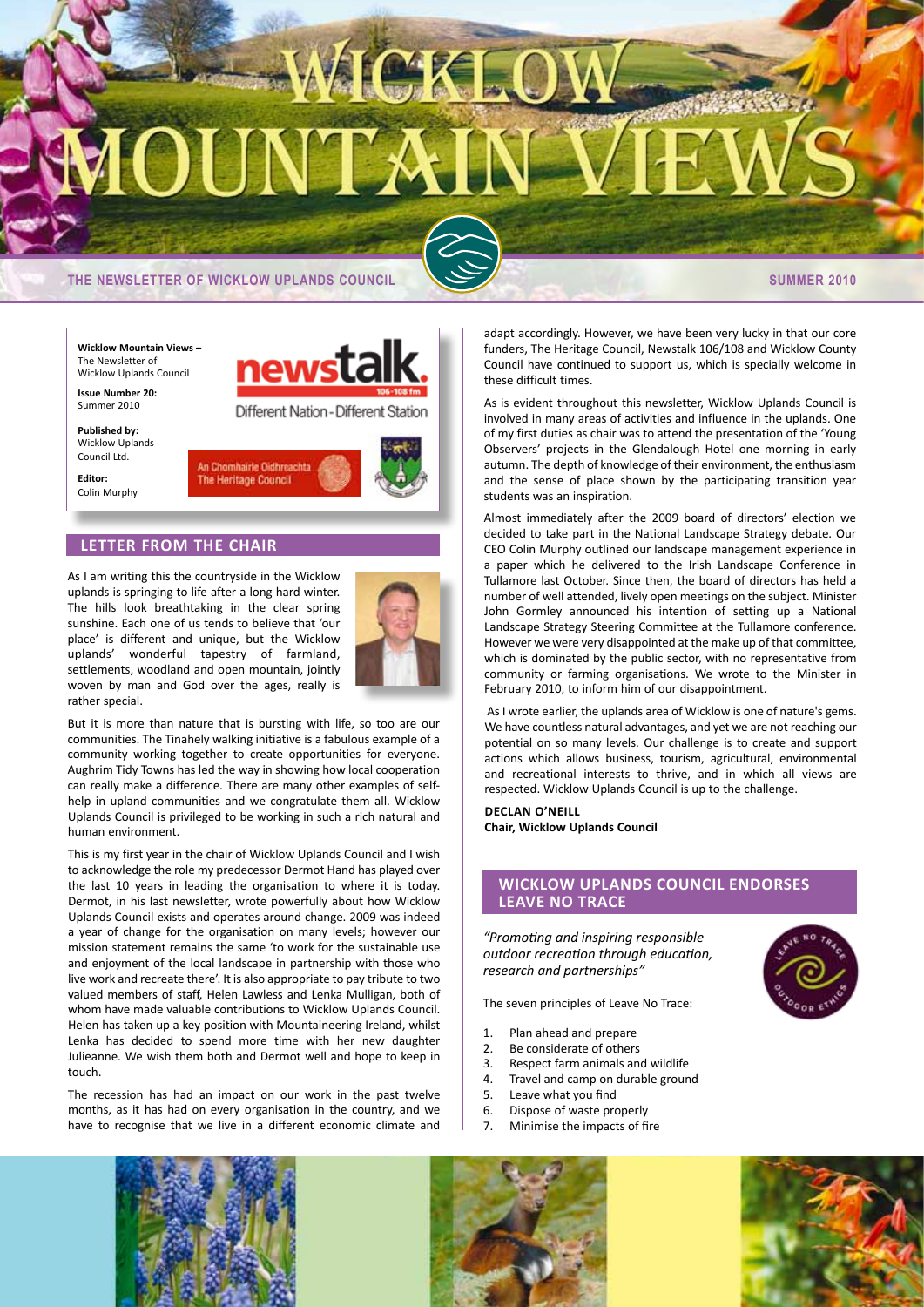# WICKLOW MOUNTAIN VIEWS

THE NEWSLETTER OF WICKLOW UPLANDS COUNCIL

SUMMER 2010

**Wicklow Mountain Views –** The Newsletter of Wicklow Uplands Council

**Issue Number 20:** Summer 2010

**Published by:** Wicklow Uplands Council Ltd.

**Editor:** Colin Murphy

newstalk. 106-108 fm Different Nation - Different Station

An Chomhairle Oidhreachta The Heritage Council

## LETTER FROM THE CHAIR

As I am writing this the countryside in the Wicklow uplands is springing to life after a long hard winter. The hills look breathtaking in the clear spring sunshine. Each one of us tends to believe that 'our place' is different and unique, but the Wicklow uplands' wonderful tapestry of farmland, settlements, woodland and open mountain, jointly woven by man and God over the ages, really is rather special.

But it is more than nature that is bursting with life, so too are our communities. The Tinahely walking initiative is a fabulous example of a community working together to create opportunities for everyone. Aughrim Tidy Towns has led the way in showing how local cooperation can really make a difference. There are many other examples of self-help in upland communities and we congratulate them all. Wicklow Uplands Council is privileged to be working in such a rich natural and human environment.

This is my first year in the chair of Wicklow Uplands Council and I wish to acknowledge the role my predecessor Dermot Hand has played over the last 10 years in leading the organisation to where it is today. Dermot, in his last newsletter, wrote powerfully about how Wicklow Uplands Council exists and operates around change. 2009 was indeed a year of change for the organisation on many levels; however our mission statement remains the same 'to work for the sustainable use and enjoyment of the local landscape in partnership with those who live work and recreate there'. It is also appropriate to pay tribute to two valued members of staff, Helen Lawless and Lenka Mulligan, both of whom have made valuable contributions to Wicklow Uplands Council. Helen has taken up a key position with Mountaineering Ireland, whilst Lenka has decided to spend more time with her new daughter Julieanne. We wish them both and Dermot well and hope to keep in touch.

The recession has had an impact on our work in the past twelve months, as it has had on every organisation in the country, and we have to recognise that we live in a different economic climate and adapt accordingly. However, we have been very lucky in that our core funders, The Heritage Council, Newstalk 106/108 and Wicklow County Council have continued to support us, which is specially welcome in these difficult times.

As is evident throughout this newsletter, Wicklow Uplands Council is involved in many areas of activities and influence in the uplands. One of my first duties as chair was to attend the presentation of the 'Young Observers' projects in the Glendalough Hotel one morning in early autumn. The depth of knowledge of their environment, the enthusiasm and the sense of place shown by the participating transition year students was an inspiration.

Almost immediately after the 2009 board of directors' election we decided to take part in the National Landscape Strategy debate. Our CEO Colin Murphy outlined our landscape management experience in a paper which he delivered to the Irish Landscape Conference in Tullamore last October. Since then, the board of directors has held a number of well attended, lively open meetings on the subject. Minister John Gormley announced his intention of setting up a National Landscape Strategy Steering Committee at the Tullamore conference. However we were very disappointed at the make up of that committee, which is dominated by the public sector, with no representative from community or farming organisations. We wrote to the Minister in February 2010, to inform him of our disappointment.

As I wrote earlier, the uplands area of Wicklow is one of nature's gems. We have countless natural advantages, and yet we are not reaching our potential on so many levels. Our challenge is to create and support actions which allows business, tourism, agricultural, environmental and recreational interests to thrive, and in which all views are respected. Wicklow Uplands Council is up to the challenge.

**DECLAN O'NEILL**
**Chair, Wicklow Uplands Council**

## WICKLOW UPLANDS COUNCIL ENDORSES LEAVE NO TRACE

*"Promoting and inspiring responsible outdoor recreation through education, research and partnerships"*

The seven principles of Leave No Trace:

1. Plan ahead and prepare
2. Be considerate of others
3. Respect farm animals and wildlife
4. Travel and camp on durable ground
5. Leave what you find
6. Dispose of waste properly
7. Minimise the impacts of fire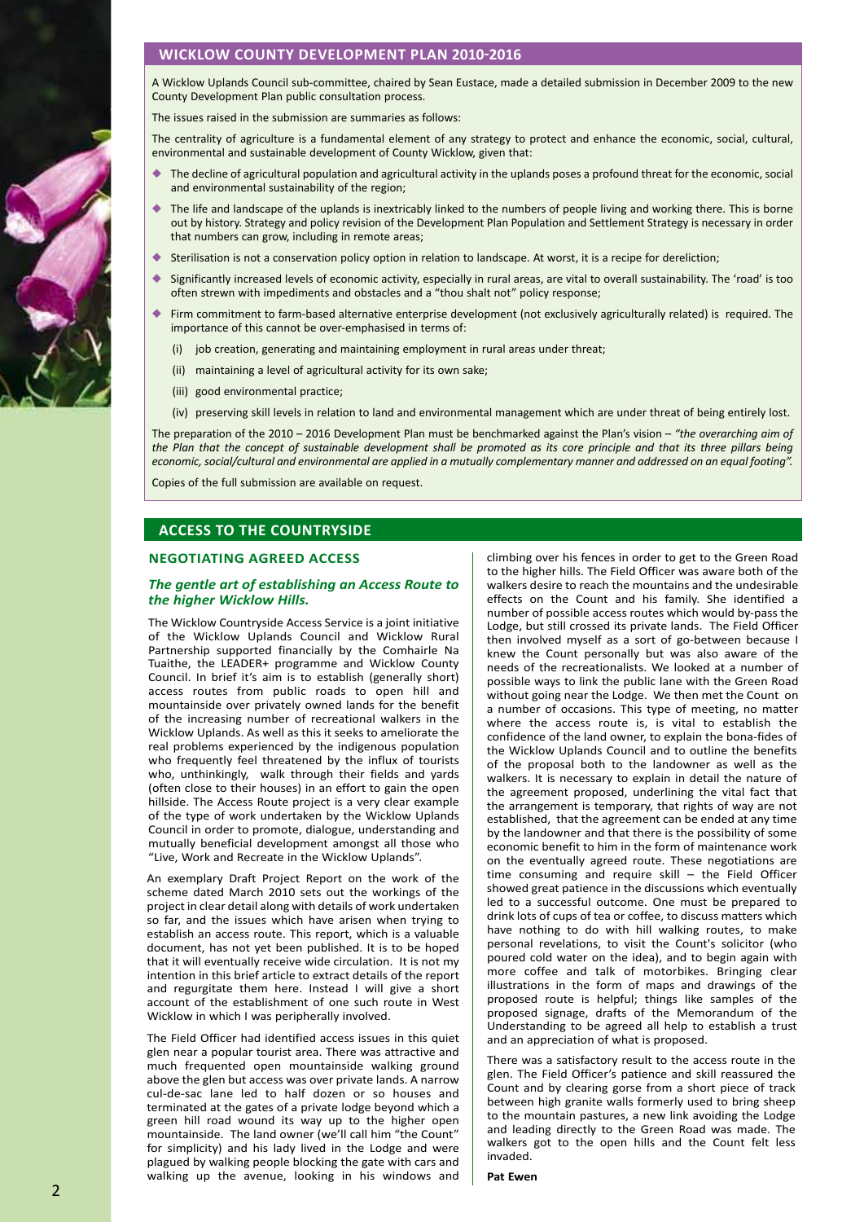## WICKLOW COUNTY DEVELOPMENT PLAN 2010-2016

A Wicklow Uplands Council sub-committee, chaired by Sean Eustace, made a detailed submission in December 2009 to the new County Development Plan public consultation process.

The issues raised in the submission are summaries as follows:

The centrality of agriculture is a fundamental element of any strategy to protect and enhance the economic, social, cultural, environmental and sustainable development of County Wicklow, given that:

- The decline of agricultural population and agricultural activity in the uplands poses a profound threat for the economic, social and environmental sustainability of the region;
- The life and landscape of the uplands is inextricably linked to the numbers of people living and working there. This is borne out by history. Strategy and policy revision of the Development Plan Population and Settlement Strategy is necessary in order that numbers can grow, including in remote areas;
- Sterilisation is not a conservation policy option in relation to landscape. At worst, it is a recipe for dereliction;
- Significantly increased levels of economic activity, especially in rural areas, are vital to overall sustainability. The 'road' is too often strewn with impediments and obstacles and a "thou shalt not" policy response;
- Firm commitment to farm-based alternative enterprise development (not exclusively agriculturally related) is required. The importance of this cannot be over-emphasised in terms of:
    - (i) job creation, generating and maintaining employment in rural areas under threat;
    - (ii) maintaining a level of agricultural activity for its own sake;
    - (iii) good environmental practice;
    - (iv) preserving skill levels in relation to land and environmental management which are under threat of being entirely lost.

The preparation of the 2010 – 2016 Development Plan must be benchmarked against the Plan's vision – *"the overarching aim of the Plan that the concept of sustainable development shall be promoted as its core principle and that its three pillars being economic, social/cultural and environmental are applied in a mutually complementary manner and addressed on an equal footing".*

Copies of the full submission are available on request.

## ACCESS TO THE COUNTRYSIDE

### NEGOTIATING AGREED ACCESS

#### *The gentle art of establishing an Access Route to the higher Wicklow Hills.*

The Wicklow Countryside Access Service is a joint initiative of the Wicklow Uplands Council and Wicklow Rural Partnership supported financially by the Comhairle Na Tuaithe, the LEADER+ programme and Wicklow County Council. In brief it's aim is to establish (generally short) access routes from public roads to open hill and mountainside over privately owned lands for the benefit of the increasing number of recreational walkers in the Wicklow Uplands. As well as this it seeks to ameliorate the real problems experienced by the indigenous population who frequently feel threatened by the influx of tourists who, unthinkingly, walk through their fields and yards (often close to their houses) in an effort to gain the open hillside. The Access Route project is a very clear example of the type of work undertaken by the Wicklow Uplands Council in order to promote, dialogue, understanding and mutually beneficial development amongst all those who "Live, Work and Recreate in the Wicklow Uplands".

An exemplary Draft Project Report on the work of the scheme dated March 2010 sets out the workings of the project in clear detail along with details of work undertaken so far, and the issues which have arisen when trying to establish an access route. This report, which is a valuable document, has not yet been published. It is to be hoped that it will eventually receive wide circulation. It is not my intention in this brief article to extract details of the report and regurgitate them here. Instead I will give a short account of the establishment of one such route in West Wicklow in which I was peripherally involved.

The Field Officer had identified access issues in this quiet glen near a popular tourist area. There was attractive and much frequented open mountainside walking ground above the glen but access was over private lands. A narrow cul-de-sac lane led to half dozen or so houses and terminated at the gates of a private lodge beyond which a green hill road wound its way up to the higher open mountainside. The land owner (we'll call him "the Count" for simplicity) and his lady lived in the Lodge and were plagued by walking people blocking the gate with cars and walking up the avenue, looking in his windows and climbing over his fences in order to get to the Green Road to the higher hills. The Field Officer was aware both of the walkers desire to reach the mountains and the undesirable effects on the Count and his family. She identified a number of possible access routes which would by-pass the Lodge, but still crossed its private lands. The Field Officer then involved myself as a sort of go-between because I knew the Count personally but was also aware of the needs of the recreationalists. We looked at a number of possible ways to link the public lane with the Green Road without going near the Lodge. We then met the Count on a number of occasions. This type of meeting, no matter where the access route is, is vital to establish the confidence of the land owner, to explain the bona-fides of the Wicklow Uplands Council and to outline the benefits of the proposal both to the landowner as well as the walkers. It is necessary to explain in detail the nature of the agreement proposed, underlining the vital fact that the arrangement is temporary, that rights of way are not established, that the agreement can be ended at any time by the landowner and that there is the possibility of some economic benefit to him in the form of maintenance work on the eventually agreed route. These negotiations are time consuming and require skill – the Field Officer showed great patience in the discussions which eventually led to a successful outcome. One must be prepared to drink lots of cups of tea or coffee, to discuss matters which have nothing to do with hill walking routes, to make personal revelations, to visit the Count's solicitor (who poured cold water on the idea), and to begin again with more coffee and talk of motorbikes. Bringing clear illustrations in the form of maps and drawings of the proposed route is helpful; things like samples of the proposed signage, drafts of the Memorandum of the Understanding to be agreed all help to establish a trust and an appreciation of what is proposed.

There was a satisfactory result to the access route in the glen. The Field Officer's patience and skill reassured the Count and by clearing gorse from a short piece of track between high granite walls formerly used to bring sheep to the mountain pastures, a new link avoiding the Lodge and leading directly to the Green Road was made. The walkers got to the open hills and the Count felt less invaded.

**Pat Ewen**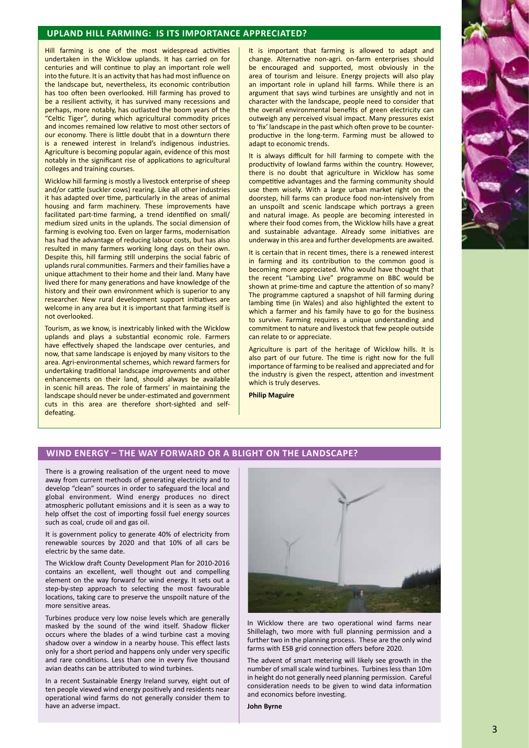## UPLAND HILL FARMING: IS ITS IMPORTANCE APPRECIATED?

Hill farming is one of the most widespread activities undertaken in the Wicklow uplands. It has carried on for centuries and will continue to play an important role well into the future. It is an activity that has had most influence on the landscape but, nevertheless, its economic contribution has too often been overlooked. Hill farming has proved to be a resilient activity, it has survived many recessions and perhaps, more notably, has outlasted the boom years of the "Celtic Tiger", during which agricultural commodity prices and incomes remained low relative to most other sectors of our economy. There is little doubt that in a downturn there is a renewed interest in Ireland's indigenous industries. Agriculture is becoming popular again, evidence of this most notably in the significant rise of applications to agricultural colleges and training courses.

Wicklow hill farming is mostly a livestock enterprise of sheep and/or cattle (suckler cows) rearing. Like all other industries it has adapted over time, particularly in the areas of animal housing and farm machinery. These improvements have facilitated part-time farming, a trend identified on small/medium sized units in the uplands. The social dimension of farming is evolving too. Even on larger farms, modernisation has had the advantage of reducing labour costs, but has also resulted in many farmers working long days on their own. Despite this, hill farming still underpins the social fabric of uplands rural communities. Farmers and their families have a unique attachment to their home and their land. Many have lived there for many generations and have knowledge of the history and their own environment which is superior to any researcher. New rural development support initiatives are welcome in any area but it is important that farming itself is not overlooked.

Tourism, as we know, is inextricably linked with the Wicklow uplands and plays a substantial economic role. Farmers have effectively shaped the landscape over centuries, and now, that same landscape is enjoyed by many visitors to the area. Agri-environmental schemes, which reward farmers for undertaking traditional landscape improvements and other enhancements on their land, should always be available in scenic hill areas. The role of farmers' in maintaining the landscape should never be under-estimated and government cuts in this area are therefore short-sighted and self-defeating.

It is important that farming is allowed to adapt and change. Alternative non-agri. on-farm enterprises should be encouraged and supported, most obviously in the area of tourism and leisure. Energy projects will also play an important role in upland hill farms. While there is an argument that says wind turbines are unsightly and not in character with the landscape, people need to consider that the overall environmental benefits of green electricity can outweigh any perceived visual impact. Many pressures exist to 'fix' landscape in the past which often prove to be counter-productive in the long-term. Farming must be allowed to adapt to economic trends.

It is always difficult for hill farming to compete with the productivity of lowland farms within the country. However, there is no doubt that agriculture in Wicklow has some competitive advantages and the farming community should use them wisely. With a large urban market right on the doorstep, hill farms can produce food non-intensively from an unspoilt and scenic landscape which portrays a green and natural image. As people are becoming interested in where their food comes from, the Wicklow hills have a great and sustainable advantage. Already some initiatives are underway in this area and further developments are awaited.

It is certain that in recent times, there is a renewed interest in farming and its contribution to the common good is becoming more appreciated. Who would have thought that the recent "Lambing Live" programme on BBC would be shown at prime-time and capture the attention of so many? The programme captured a snapshot of hill farming during lambing time (in Wales) and also highlighted the extent to which a farmer and his family have to go for the business to survive. Farming requires a unique understanding and commitment to nature and livestock that few people outside can relate to or appreciate.

Agriculture is part of the heritage of Wicklow hills. It is also part of our future. The time is right now for the full importance of farming to be realised and appreciated and for the industry is given the respect, attention and investment which is truly deserves.

**Philip Maguire**

## WIND ENERGY – THE WAY FORWARD OR A BLIGHT ON THE LANDSCAPE?

There is a growing realisation of the urgent need to move away from current methods of generating electricity and to develop "clean" sources in order to safeguard the local and global environment. Wind energy produces no direct atmospheric pollutant emissions and it is seen as a way to help offset the cost of importing fossil fuel energy sources such as coal, crude oil and gas oil.

It is government policy to generate 40% of electricity from renewable sources by 2020 and that 10% of all cars be electric by the same date.

The Wicklow draft County Development Plan for 2010-2016 contains an excellent, well thought out and compelling element on the way forward for wind energy. It sets out a step-by-step approach to selecting the most favourable locations, taking care to preserve the unspoilt nature of the more sensitive areas.

Turbines produce very low noise levels which are generally masked by the sound of the wind itself. Shadow flicker occurs where the blades of a wind turbine cast a moving shadow over a window in a nearby house. This effect lasts only for a short period and happens only under very specific and rare conditions. Less than one in every five thousand avian deaths can be attributed to wind turbines.

In a recent Sustainable Energy Ireland survey, eight out of ten people viewed wind energy positively and residents near operational wind farms do not generally consider them to have an adverse impact.

In Wicklow there are two operational wind farms near Shillelagh, two more with full planning permission and a further two in the planning process. These are the only wind farms with ESB grid connection offers before 2020.

The advent of smart metering will likely see growth in the number of small scale wind turbines. Turbines less than 10m in height do not generally need planning permission. Careful consideration needs to be given to wind data information and economics before investing.

**John Byrne**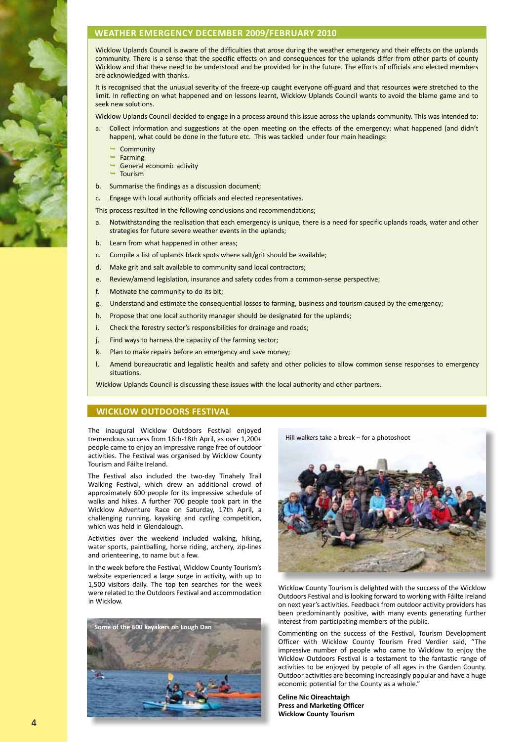## WEATHER EMERGENCY DECEMBER 2009/FEBRUARY 2010

Wicklow Uplands Council is aware of the difficulties that arose during the weather emergency and their effects on the uplands community. There is a sense that the specific effects on and consequences for the uplands differ from other parts of county Wicklow and that these need to be understood and be provided for in the future. The efforts of officials and elected members are acknowledged with thanks.

It is recognised that the unusual severity of the freeze-up caught everyone off-guard and that resources were stretched to the limit. In reflecting on what happened and on lessons learnt, Wicklow Uplands Council wants to avoid the blame game and to seek new solutions.

Wicklow Uplands Council decided to engage in a process around this issue across the uplands community. This was intended to:

a. Collect information and suggestions at the open meeting on the effects of the emergency: what happened (and didn't happen), what could be done in the future etc. This was tackled under four main headings:
   - Community
   - Farming
   - General economic activity
   - Tourism

b. Summarise the findings as a discussion document;

c. Engage with local authority officials and elected representatives.

This process resulted in the following conclusions and recommendations;

a. Notwithstanding the realisation that each emergency is unique, there is a need for specific uplands roads, water and other strategies for future severe weather events in the uplands;

b. Learn from what happened in other areas;

c. Compile a list of uplands black spots where salt/grit should be available;

d. Make grit and salt available to community sand local contractors;

e. Review/amend legislation, insurance and safety codes from a common-sense perspective;

f. Motivate the community to do its bit;

g. Understand and estimate the consequential losses to farming, business and tourism caused by the emergency;

h. Propose that one local authority manager should be designated for the uplands;

i. Check the forestry sector's responsibilities for drainage and roads;

j. Find ways to harness the capacity of the farming sector;

k. Plan to make repairs before an emergency and save money;

l. Amend bureaucratic and legalistic health and safety and other policies to allow common sense responses to emergency situations.

Wicklow Uplands Council is discussing these issues with the local authority and other partners.

## WICKLOW OUTDOORS FESTIVAL

The inaugural Wicklow Outdoors Festival enjoyed tremendous success from 16th-18th April, as over 1,200+ people came to enjoy an impressive range free of outdoor activities. The Festival was organised by Wicklow County Tourism and Fáilte Ireland.

The Festival also included the two-day Tinahely Trail Walking Festival, which drew an additional crowd of approximately 600 people for its impressive schedule of walks and hikes. A further 700 people took part in the Wicklow Adventure Race on Saturday, 17th April, a challenging running, kayaking and cycling competition, which was held in Glendalough.

Activities over the weekend included walking, hiking, water sports, paintballing, horse riding, archery, zip-lines and orienteering, to name but a few.

In the week before the Festival, Wicklow County Tourism's website experienced a large surge in activity, with up to 1,500 visitors daily. The top ten searches for the week were related to the Outdoors Festival and accommodation in Wicklow.

Some of the 600 kayakers on Lough Dan

Hill walkers take a break – for a photoshoot

Wicklow County Tourism is delighted with the success of the Wicklow Outdoors Festival and is looking forward to working with Fáilte Ireland on next year's activities. Feedback from outdoor activity providers has been predominantly positive, with many events generating further interest from participating members of the public.

Commenting on the success of the Festival, Tourism Development Officer with Wicklow County Tourism Fred Verdier said, "The impressive number of people who came to Wicklow to enjoy the Wicklow Outdoors Festival is a testament to the fantastic range of activities to be enjoyed by people of all ages in the Garden County. Outdoor activities are becoming increasingly popular and have a huge economic potential for the County as a whole."

**Celine Nic Oireachtaigh**
**Press and Marketing Officer**
**Wicklow County Tourism**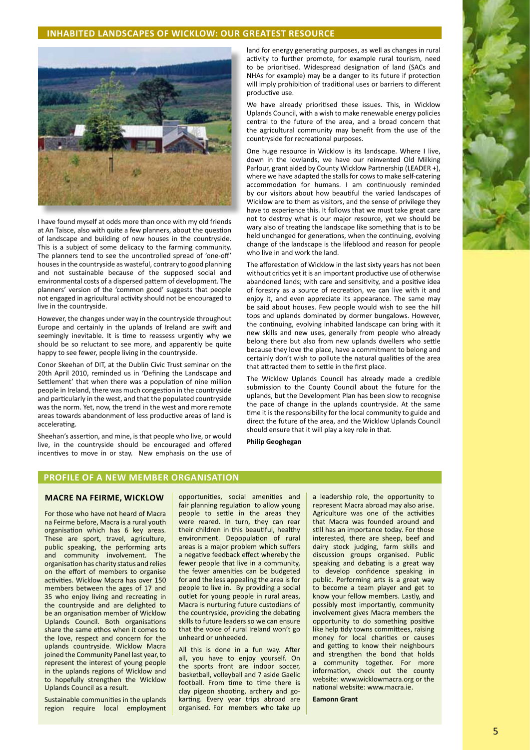## INHABITED LANDSCAPES OF WICKLOW: OUR GREATEST RESOURCE

I have found myself at odds more than once with my old friends at An Taisce, also with quite a few planners, about the question of landscape and building of new houses in the countryside. This is a subject of some delicacy to the farming community. The planners tend to see the uncontrolled spread of 'one-off' houses in the countryside as wasteful, contrary to good planning and not sustainable because of the supposed social and environmental costs of a dispersed pattern of development. The planners' version of the 'common good' suggests that people not engaged in agricultural activity should not be encouraged to live in the countryside.

However, the changes under way in the countryside throughout Europe and certainly in the uplands of Ireland are swift and seemingly inevitable. It is time to reassess urgently why we should be so reluctant to see more, and apparently be quite happy to see fewer, people living in the countryside.

Conor Skeehan of DIT, at the Dublin Civic Trust seminar on the 20th April 2010, reminded us in 'Defining the Landscape and Settlement' that when there was a population of nine million people in Ireland, there was much congestion in the countryside and particularly in the west, and that the populated countryside was the norm. Yet, now, the trend in the west and more remote areas towards abandonment of less productive areas of land is accelerating.

Sheehan's assertion, and mine, is that people who live, or would live, in the countryside should be encouraged and offered incentives to move in or stay. New emphasis on the use of land for energy generating purposes, as well as changes in rural activity to further promote, for example rural tourism, need to be prioritised. Widespread designation of land (SACs and NHAs for example) may be a danger to its future if protection will imply prohibition of traditional uses or barriers to different productive use.

We have already prioritised these issues. This, in Wicklow Uplands Council, with a wish to make renewable energy policies central to the future of the area, and a broad concern that the agricultural community may benefit from the use of the countryside for recreational purposes.

One huge resource in Wicklow is its landscape. Where I live, down in the lowlands, we have our reinvented Old Milking Parlour, grant aided by County Wicklow Partnership (LEADER +), where we have adapted the stalls for cows to make self-catering accommodation for humans. I am continuously reminded by our visitors about how beautiful the varied landscapes of Wicklow are to them as visitors, and the sense of privilege they have to experience this. It follows that we must take great care not to destroy what is our major resource, yet we should be wary also of treating the landscape like something that is to be held unchanged for generations, when the continuing, evolving change of the landscape is the lifeblood and reason for people who live in and work the land.

The afforestation of Wicklow in the last sixty years has not been without critics yet it is an important productive use of otherwise abandoned lands; with care and sensitivity, and a positive idea of forestry as a source of recreation, we can live with it and enjoy it, and even appreciate its appearance. The same may be said about houses. Few people would wish to see the hill tops and uplands dominated by dormer bungalows. However, the continuing, evolving inhabited landscape can bring with it new skills and new uses, generally from people who already belong there but also from new uplands dwellers who settle because they love the place, have a commitment to belong and certainly don't wish to pollute the natural qualities of the area that attracted them to settle in the first place.

The Wicklow Uplands Council has already made a credible submission to the County Council about the future for the uplands, but the Development Plan has been slow to recognise the pace of change in the uplands countryside. At the same time it is the responsibility for the local community to guide and direct the future of the area, and the Wicklow Uplands Council should ensure that it will play a key role in that.

**Philip Geoghegan**

## PROFILE OF A NEW MEMBER ORGANISATION

### MACRE NA FEIRME, WICKLOW

For those who have not heard of Macra na Feirme before, Macra is a rural youth organisation which has 6 key areas. These are sport, travel, agriculture, public speaking, the performing arts and community involvement. The organisation has charity status and relies on the effort of members to organise activities. Wicklow Macra has over 150 members between the ages of 17 and 35 who enjoy living and recreating in the countryside and are delighted to be an organisation member of Wicklow Uplands Council. Both organisations share the same ethos when it comes to the love, respect and concern for the uplands countryside. Wicklow Macra joined the Community Panel last year, to represent the interest of young people in the uplands regions of Wicklow and to hopefully strengthen the Wicklow Uplands Council as a result.

Sustainable communities in the uplands region require local employment opportunities, social amenities and fair planning regulation to allow young people to settle in the areas they were reared. In turn, they can rear their children in this beautiful, healthy environment. Depopulation of rural areas is a major problem which suffers a negative feedback effect whereby the fewer people that live in a community, the fewer amenities can be budgeted for and the less appealing the area is for people to live in. By providing a social outlet for young people in rural areas, Macra is nurturing future custodians of the countryside, providing the debating skills to future leaders so we can ensure that the voice of rural Ireland won't go unheard or unheeded.

All this is done in a fun way. After all, you have to enjoy yourself. On the sports front are indoor soccer, basketball, volleyball and 7 aside Gaelic football. From time to time there is clay pigeon shooting, archery and go-karting. Every year trips abroad are organised. For members who take up a leadership role, the opportunity to represent Macra abroad may also arise. Agriculture was one of the activities that Macra was founded around and still has an importance today. For those interested, there are sheep, beef and dairy stock judging, farm skills and discussion groups organised. Public speaking and debating is a great way to develop confidence speaking in public. Performing arts is a great way to become a team player and get to know your fellow members. Lastly, and possibly most importantly, community involvement gives Macra members the opportunity to do something positive like help tidy towns committees, raising money for local charities or causes and getting to know their neighbours and strengthen the bond that holds a community together. For more information, check out the county website: www.wicklowmacra.org or the national website: www.macra.ie.

**Eamonn Grant**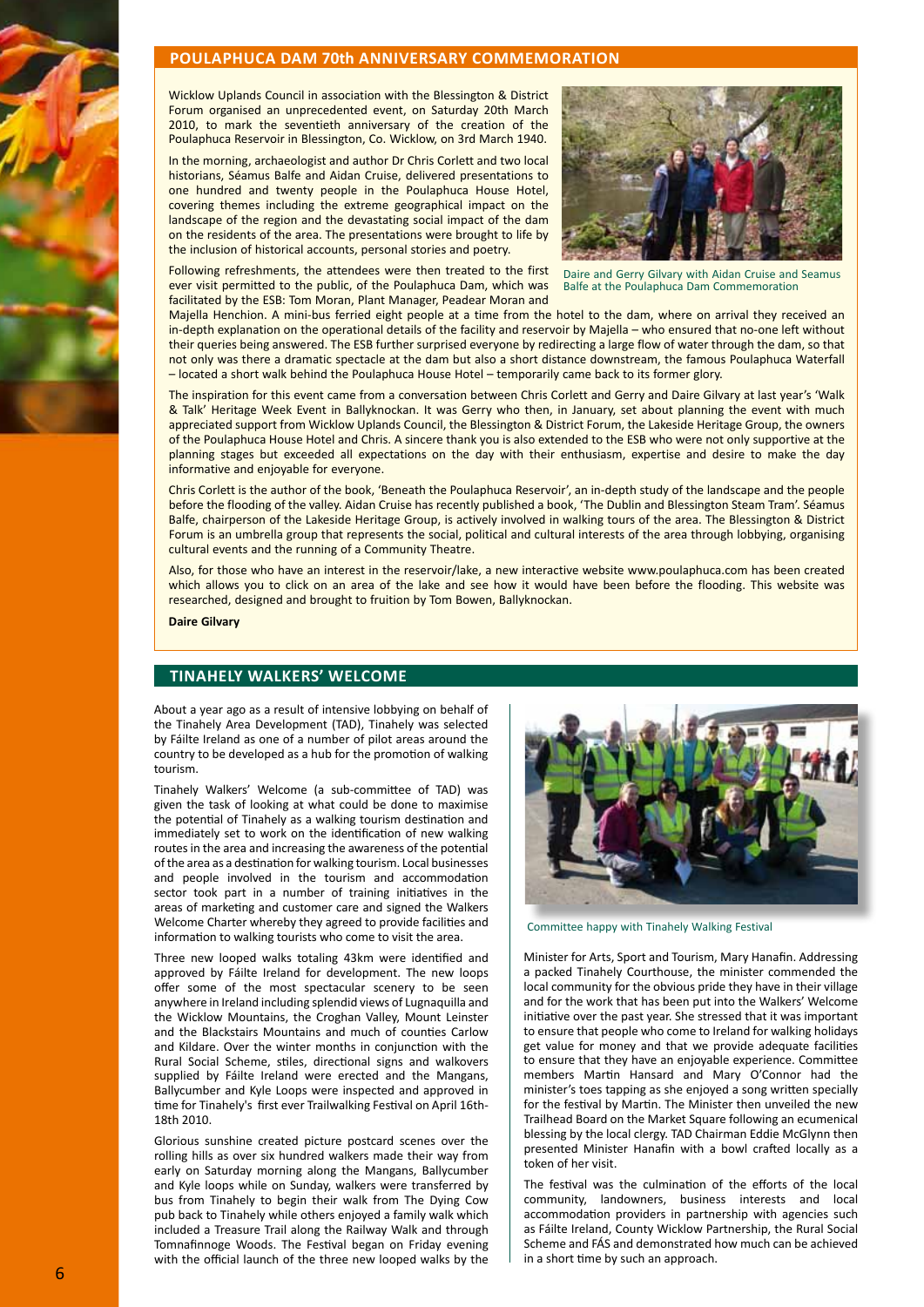## POULAPHUCA DAM 70th ANNIVERSARY COMMEMORATION

Wicklow Uplands Council in association with the Blessington & District Forum organised an unprecedented event, on Saturday 20th March 2010, to mark the seventieth anniversary of the creation of the Poulaphuca Reservoir in Blessington, Co. Wicklow, on 3rd March 1940.

In the morning, archaeologist and author Dr Chris Corlett and two local historians, Séamus Balfe and Aidan Cruise, delivered presentations to one hundred and twenty people in the Poulaphuca House Hotel, covering themes including the extreme geographical impact on the landscape of the region and the devastating social impact of the dam on the residents of the area. The presentations were brought to life by the inclusion of historical accounts, personal stories and poetry.

Daire and Gerry Gilvary with Aidan Cruise and Seamus Balfe at the Poulaphuca Dam Commemoration

Following refreshments, the attendees were then treated to the first ever visit permitted to the public, of the Poulaphuca Dam, which was facilitated by the ESB: Tom Moran, Plant Manager, Peadear Moran and Majella Henchion. A mini-bus ferried eight people at a time from the hotel to the dam, where on arrival they received an in-depth explanation on the operational details of the facility and reservoir by Majella – who ensured that no-one left without their queries being answered. The ESB further surprised everyone by redirecting a large flow of water through the dam, so that not only was there a dramatic spectacle at the dam but also a short distance downstream, the famous Poulaphuca Waterfall – located a short walk behind the Poulaphuca House Hotel – temporarily came back to its former glory.

The inspiration for this event came from a conversation between Chris Corlett and Gerry and Daire Gilvary at last year's 'Walk & Talk' Heritage Week Event in Ballyknockan. It was Gerry who then, in January, set about planning the event with much appreciated support from Wicklow Uplands Council, the Blessington & District Forum, the Lakeside Heritage Group, the owners of the Poulaphuca House Hotel and Chris. A sincere thank you is also extended to the ESB who were not only supportive at the planning stages but exceeded all expectations on the day with their enthusiasm, expertise and desire to make the day informative and enjoyable for everyone.

Chris Corlett is the author of the book, 'Beneath the Poulaphuca Reservoir', an in-depth study of the landscape and the people before the flooding of the valley. Aidan Cruise has recently published a book, 'The Dublin and Blessington Steam Tram'. Séamus Balfe, chairperson of the Lakeside Heritage Group, is actively involved in walking tours of the area. The Blessington & District Forum is an umbrella group that represents the social, political and cultural interests of the area through lobbying, organising cultural events and the running of a Community Theatre.

Also, for those who have an interest in the reservoir/lake, a new interactive website www.poulaphuca.com has been created which allows you to click on an area of the lake and see how it would have been before the flooding. This website was researched, designed and brought to fruition by Tom Bowen, Ballyknockan.

**Daire Gilvary**

## TINAHELY WALKERS' WELCOME

About a year ago as a result of intensive lobbying on behalf of the Tinahely Area Development (TAD), Tinahely was selected by Fáilte Ireland as one of a number of pilot areas around the country to be developed as a hub for the promotion of walking tourism.

Tinahely Walkers' Welcome (a sub-committee of TAD) was given the task of looking at what could be done to maximise the potential of Tinahely as a walking tourism destination and immediately set to work on the identification of new walking routes in the area and increasing the awareness of the potential of the area as a destination for walking tourism. Local businesses and people involved in the tourism and accommodation sector took part in a number of training initiatives in the areas of marketing and customer care and signed the Walkers Welcome Charter whereby they agreed to provide facilities and information to walking tourists who come to visit the area.

Three new looped walks totaling 43km were identified and approved by Fáilte Ireland for development. The new loops offer some of the most spectacular scenery to be seen anywhere in Ireland including splendid views of Lugnaquilla and the Wicklow Mountains, the Croghan Valley, Mount Leinster and the Blackstairs Mountains and much of counties Carlow and Kildare. Over the winter months in conjunction with the Rural Social Scheme, stiles, directional signs and walkovers supplied by Fáilte Ireland were erected and the Mangans, Ballycumber and Kyle Loops were inspected and approved in time for Tinahely's first ever Trailwalking Festival on April 16th-18th 2010.

Glorious sunshine created picture postcard scenes over the rolling hills as over six hundred walkers made their way from early on Saturday morning along the Mangans, Ballycumber and Kyle loops while on Sunday, walkers were transferred by bus from Tinahely to begin their walk from The Dying Cow pub back to Tinahely while others enjoyed a family walk which included a Treasure Trail along the Railway Walk and through Tomnafinnoge Woods. The festival began on Friday evening with the official launch of the three new looped walks by the Minister for Arts, Sport and Tourism, Mary Hanafin. Addressing a packed Tinahely Courthouse, the minister commended the local community for the obvious pride they have in their village and for the work that has been put into the Walkers' Welcome initiative over the past year. She stressed that it was important to ensure that people who come to Ireland for walking holidays get value for money and that we provide adequate facilities to ensure that they have an enjoyable experience. Committee members Martin Hansard and Mary O'Connor had the minister's toes tapping as she enjoyed a song written specially for the festival by Martin. The Minister then unveiled the new Trailhead Board on the Market Square following an ecumenical blessing by the local clergy. TAD Chairman Eddie McGlynn then presented Minister Hanafin with a bowl crafted locally as a token of her visit.

Committee happy with Tinahely Walking Festival

The festival was the culmination of the efforts of the local community, landowners, business interests and local accommodation providers in partnership with agencies such as Fáilte Ireland, County Wicklow Partnership, the Rural Social Scheme and FÁS and demonstrated how much can be achieved in a short time by such an approach.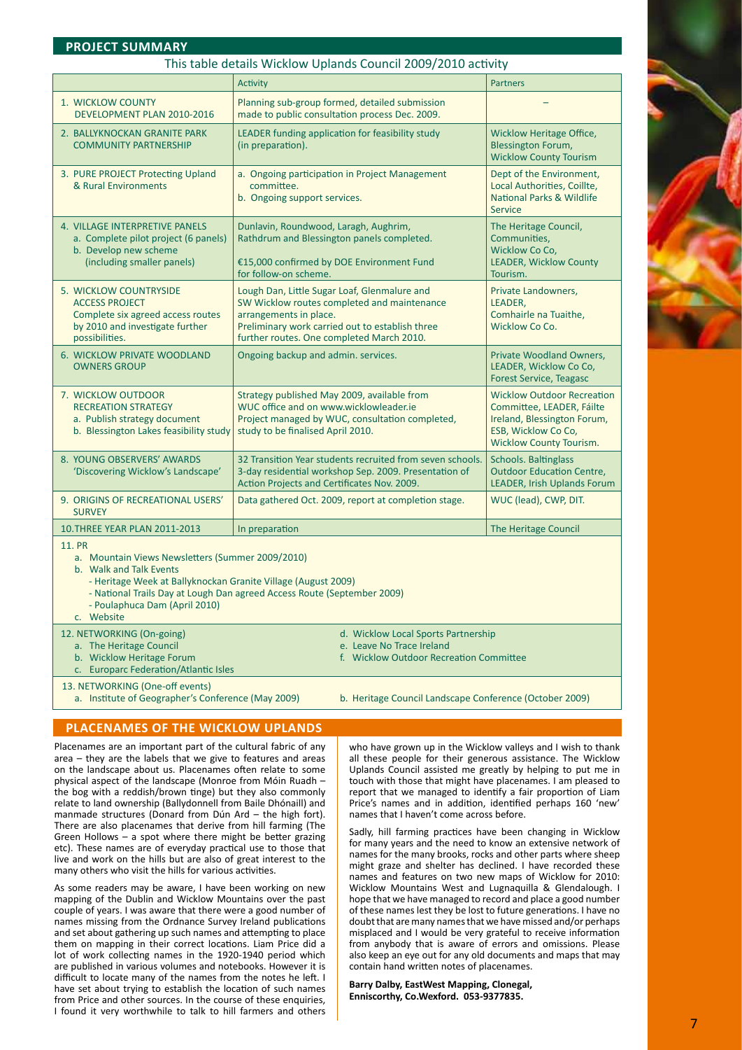## PROJECT SUMMARY

This table details Wicklow Uplands Council 2009/2010 activity

| | Activity | Partners |
|---|---|---|
| 1. WICKLOW COUNTY DEVELOPMENT PLAN 2010-2016 | Planning sub-group formed, detailed submission made to public consultation process Dec. 2009. | – |
| 2. BALLYKNOCKAN GRANITE PARK COMMUNITY PARTNERSHIP | LEADER funding application for feasibility study (in preparation). | Wicklow Heritage Office, Blessington Forum, Wicklow County Tourism |
| 3. PURE PROJECT Protecting Upland & Rural Environments | a. Ongoing participation in Project Management committee.<br>b. Ongoing support services. | Dept of the Environment, Local Authorities, Coillte, National Parks & Wildlife Service |
| 4. VILLAGE INTERPRETIVE PANELS<br>a. Complete pilot project (6 panels)<br>b. Develop new scheme (including smaller panels) | Dunlavin, Roundwood, Laragh, Aughrim, Rathdrum and Blessington panels completed.<br><br>€15,000 confirmed by DOE Environment Fund for follow-on scheme. | The Heritage Council, Communities, Wicklow Co Co, LEADER, Wicklow County Tourism. |
| 5. WICKLOW COUNTRYSIDE ACCESS PROJECT<br>Complete six agreed access routes by 2010 and investigate further possibilities. | Lough Dan, Little Sugar Loaf, Glenmalure and SW Wicklow routes completed and maintenance arrangements in place.<br>Preliminary work carried out to establish three further routes. One completed March 2010. | Private Landowners, LEADER, Comhairle na Tuaithe, Wicklow Co Co. |
| 6. WICKLOW PRIVATE WOODLAND OWNERS GROUP | Ongoing backup and admin. services. | Private Woodland Owners, LEADER, Wicklow Co Co, Forest Service, Teagasc |
| 7. WICKLOW OUTDOOR RECREATION STRATEGY<br>a. Publish strategy document<br>b. Blessington Lakes feasibility study | Strategy published May 2009, available from WUC office and on www.wicklowleader.ie<br>Project managed by WUC, consultation completed, study to be finalised April 2010. | Wicklow Outdoor Recreation Committee, LEADER, Fáilte Ireland, Blessington Forum, ESB, Wicklow Co Co, Wicklow County Tourism. |
| 8. YOUNG OBSERVERS' AWARDS 'Discovering Wicklow's Landscape' | 32 Transition Year students recruited from seven schools. 3-day residential workshop Sep. 2009. Presentation of Action Projects and Certificates Nov. 2009. | Schools. Baltinglass Outdoor Education Centre, LEADER, Irish Uplands Forum |
| 9. ORIGINS OF RECREATIONAL USERS' SURVEY | Data gathered Oct. 2009, report at completion stage. | WUC (lead), CWP, DIT. |
| 10. THREE YEAR PLAN 2011-2013 | In preparation | The Heritage Council |

11. PR
- a. Mountain Views Newsletters (Summer 2009/2010)
- b. Walk and Talk Events
  - Heritage Week at Ballyknockan Granite Village (August 2009)
  - National Trails Day at Lough Dan agreed Access Route (September 2009)
  - Poulaphuca Dam (April 2010)
- c. Website

12. NETWORKING (On-going)
- a. The Heritage Council
- b. Wicklow Heritage Forum
- c. Europarc Federation/Atlantic Isles
- d. Wicklow Local Sports Partnership
- e. Leave No Trace Ireland
- f. Wicklow Outdoor Recreation Committee

13. NETWORKING (One-off events)
- a. Institute of Geographer's Conference (May 2009)
- b. Heritage Council Landscape Conference (October 2009)

## PLACENAMES OF THE WICKLOW UPLANDS

Placenames are an important part of the cultural fabric of any area – they are the labels that we give to features and areas on the landscape about us. Placenames often relate to some physical aspect of the landscape (Monroe from Móin Ruadh – the bog with a reddish/brown tinge) but they also commonly relate to land ownership (Ballydonnell from Baile Dhónaill) and manmade structures (Donard from Dún Ard – the high fort). There are also placenames that derive from hill farming (The Green Hollows – a spot where there might be better grazing etc). These names are of everyday practical use to those that live and work on the hills but are also of great interest to the many others who visit the hills for various activities.

As some readers may be aware, I have been working on new mapping of the Dublin and Wicklow Mountains over the past couple of years. I was aware that there were a good number of names missing from the Ordnance Survey Ireland publications and set about gathering up such names and attempting to place them on mapping in their correct locations. Liam Price did a lot of work collecting names in the 1920-1940 period which are published in various volumes and notebooks. However it is difficult to locate many of the names from the notes he left. I have set about trying to establish the location of such names from Price and other sources. In the course of these enquiries, I found it very worthwhile to talk to hill farmers and others who have grown up in the Wicklow valleys and I wish to thank all these people for their generous assistance. The Wicklow Uplands Council assisted me greatly by helping to put me in touch with those that might have placenames. I am pleased to report that we managed to identify a fair proportion of Liam Price's names and in addition, identified perhaps 160 'new' names that I haven't come across before.

Sadly, hill farming practices have been changing in Wicklow for many years and the need to know an extensive network of names for the many brooks, rocks and other parts where sheep might graze and shelter has declined. I have recorded these names and features on two new maps of Wicklow for 2010: Wicklow Mountains West and Lugnaquilla & Glendalough. I hope that we have managed to record and place a good number of these names lest they be lost to future generations. I have no doubt that are many names that we have missed and/or perhaps misplaced and I would be very grateful to receive information from anybody that is aware of errors and omissions. Please also keep an eye out for any old documents and maps that may contain hand written notes of placenames.

**Barry Dalby, EastWest Mapping, Clonegal, Enniscorthy, Co.Wexford. 053-9377835.**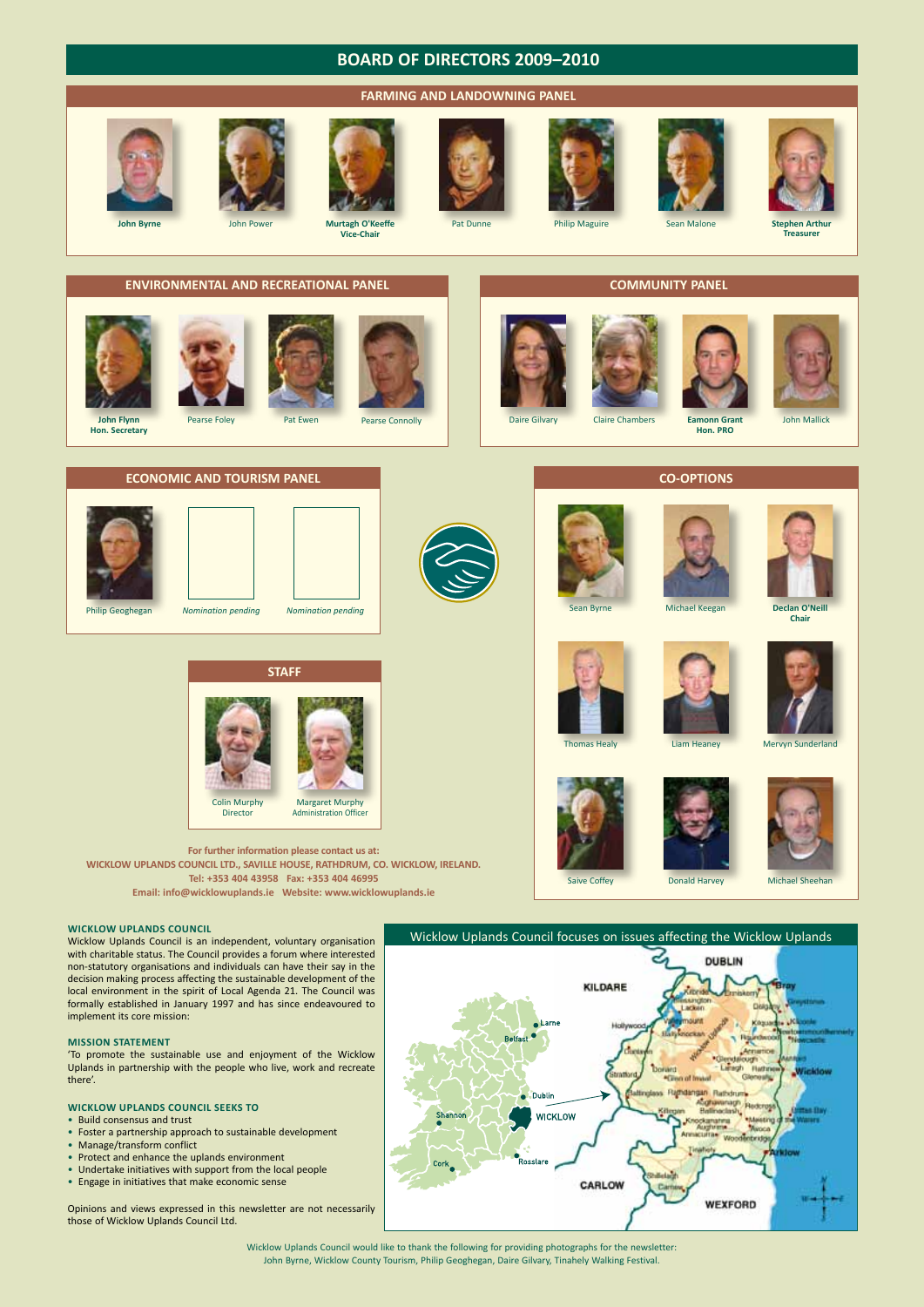# BOARD OF DIRECTORS 2009–2010

## FARMING AND LANDOWNING PANEL

**John Byrne**

John Power

**Murtagh O'Keeffe**
**Vice-Chair**

Pat Dunne

Philip Maguire

Sean Malone

**Stephen Arthur**
**Treasurer**

## ENVIRONMENTAL AND RECREATIONAL PANEL

**John Flynn**
**Hon. Secretary**

Pearse Foley

Pat Ewen

Pearse Connolly

## COMMUNITY PANEL

Daire Gilvary

Claire Chambers

**Eamonn Grant**
**Hon. PRO**

John Mallick

## ECONOMIC AND TOURISM PANEL

Philip Geoghegan

*Nomination pending*

*Nomination pending*

## CO-OPTIONS

Sean Byrne

Michael Keegan

**Declan O'Neill**
**Chair**

Thomas Healy

Liam Heaney

Mervyn Sunderland

Saive Coffey

Donald Harvey

Michael Sheehan

## STAFF

Colin Murphy
Director

Margaret Murphy
Administration Officer

**For further information please contact us at:**
**WICKLOW UPLANDS COUNCIL LTD., SAVILLE HOUSE, RATHDRUM, CO. WICKLOW, IRELAND.**
**Tel: +353 404 43958 Fax: +353 404 46995**
**Email: info@wicklowuplands.ie Website: www.wicklowuplands.ie**

### WICKLOW UPLANDS COUNCIL

Wicklow Uplands Council is an independent, voluntary organisation with charitable status. The Council provides a forum where interested non-statutory organisations and individuals can have their say in the decision making process affecting the sustainable development of the local environment in the spirit of Local Agenda 21. The Council was formally established in January 1997 and has since endeavoured to implement its core mission:

### MISSION STATEMENT

'To promote the sustainable use and enjoyment of the Wicklow Uplands in partnership with the people who live, work and recreate there'.

### WICKLOW UPLANDS COUNCIL SEEKS TO

- Build consensus and trust
- Foster a partnership approach to sustainable development
- Manage/transform conflict
- Protect and enhance the uplands environment
- Undertake initiatives with support from the local people
- Engage in initiatives that make economic sense

Opinions and views expressed in this newsletter are not necessarily those of Wicklow Uplands Council Ltd.

Wicklow Uplands Council focuses on issues affecting the Wicklow Uplands

Wicklow Uplands Council would like to thank the following for providing photographs for the newsletter:
John Byrne, Wicklow County Tourism, Philip Geoghegan, Daire Gilvary, Tinahely Walking Festival.